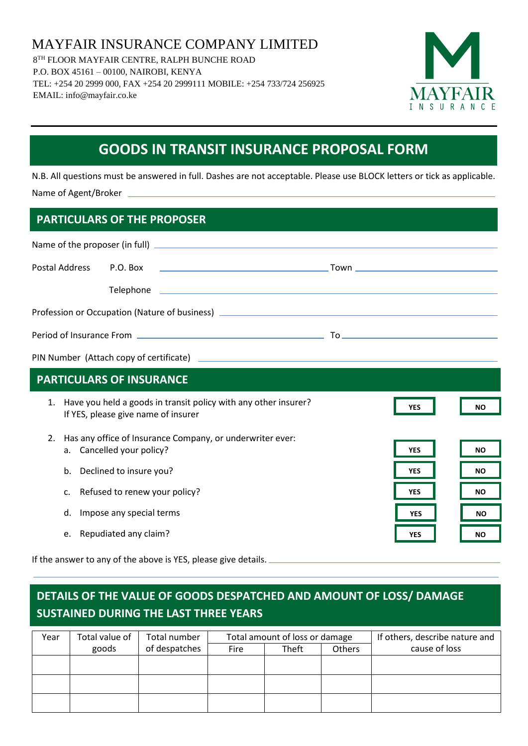# MAYFAIR INSURANCE COMPANY LIMITED

8TH FLOOR MAYFAIR CENTRE, RALPH BUNCHE ROAD
P.O. BOX 45161 – 00100, NAIROBI, KENYA
TEL: +254 20 2999 000, FAX +254 20 2999111 MOBILE: +254 733/724 256925
EMAIL: info@mayfair.co.ke

MAYFAIR INSURANCE

## GOODS IN TRANSIT INSURANCE PROPOSAL FORM

N.B. All questions must be answered in full. Dashes are not acceptable. Please use BLOCK letters or tick as applicable.

Name of Agent/Broker ______________________________

## PARTICULARS OF THE PROPOSER

Name of the proposer (in full) ______________________________

Postal Address P.O. Box ______________________________ Town ______________________________

Telephone ______________________________

Profession or Occupation (Nature of business) ______________________________

Period of Insurance From ______________________________ To ______________________________

PIN Number (Attach copy of certificate) ______________________________

## PARTICULARS OF INSURANCE

1. Have you held a goods in transit policy with any other insurer? If YES, please give name of insurer — YES / NO
2. Has any office of Insurance Company, or underwriter ever:
   a. Cancelled your policy? — YES / NO
   b. Declined to insure you? — YES / NO
   c. Refused to renew your policy? — YES / NO
   d. Impose any special terms — YES / NO
   e. Repudiated any claim? — YES / NO

If the answer to any of the above is YES, please give details. ______________________________

______________________________

## DETAILS OF THE VALUE OF GOODS DESPATCHED AND AMOUNT OF LOSS/ DAMAGE SUSTAINED DURING THE LAST THREE YEARS

| Year | Total value of goods | Total number of despatches | Total amount of loss or damage | | | If others, describe nature and cause of loss |
|---|---|---|---|---|---|---|
| | | | Fire | Theft | Others | |
| | | | | | | |
| | | | | | | |
| | | | | | | |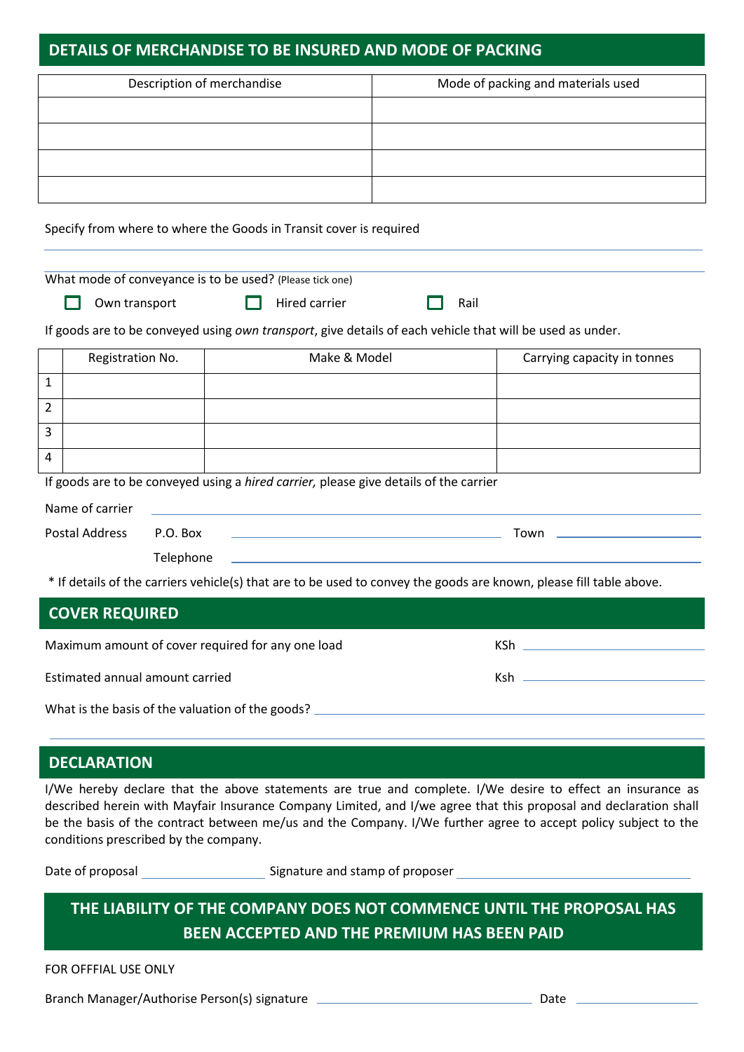## DETAILS OF MERCHANDISE TO BE INSURED AND MODE OF PACKING

| Description of merchandise | Mode of packing and materials used |
|---|---|
| | |
| | |
| | |
| | |

Specify from where to where the Goods in Transit cover is required

What mode of conveyance is to be used? (Please tick one)

☐ Own transport ☐ Hired carrier ☐ Rail

If goods are to be conveyed using *own transport*, give details of each vehicle that will be used as under.

| | Registration No. | Make & Model | Carrying capacity in tonnes |
|---|---|---|---|
| 1 | | | |
| 2 | | | |
| 3 | | | |
| 4 | | | |

If goods are to be conveyed using a *hired carrier,* please give details of the carrier

Name of carrier

Postal Address P.O. Box Town

Telephone

\* If details of the carriers vehicle(s) that are to be used to convey the goods are known, please fill table above.

## COVER REQUIRED

Maximum amount of cover required for any one load KSh

Estimated annual amount carried Ksh

What is the basis of the valuation of the goods?

## DECLARATION

I/We hereby declare that the above statements are true and complete. I/We desire to effect an insurance as described herein with Mayfair Insurance Company Limited, and I/we agree that this proposal and declaration shall be the basis of the contract between me/us and the Company. I/We further agree to accept policy subject to the conditions prescribed by the company.

Date of proposal Signature and stamp of proposer

**THE LIABILITY OF THE COMPANY DOES NOT COMMENCE UNTIL THE PROPOSAL HAS BEEN ACCEPTED AND THE PREMIUM HAS BEEN PAID**

FOR OFFFIAL USE ONLY

Branch Manager/Authorise Person(s) signature Date